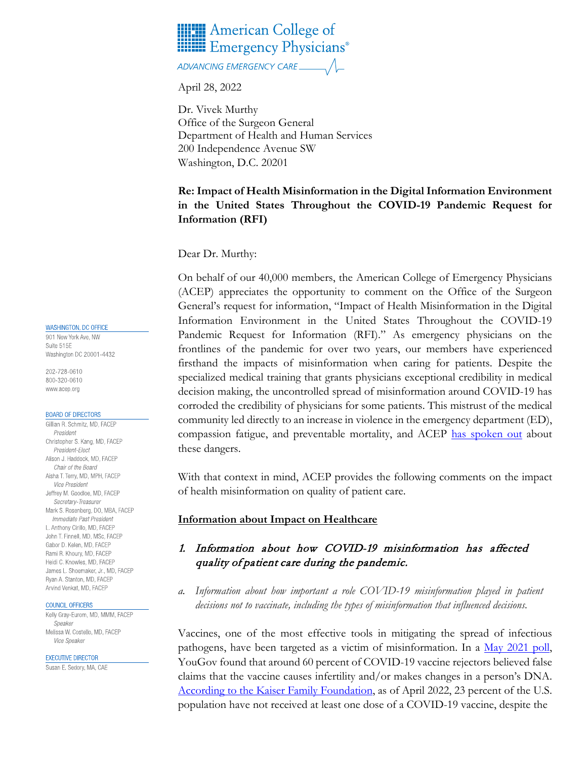American College of Emergency Physicians®

ADVANCING EMERGENCY CARE

April 28, 2022

Dr. Vivek Murthy
Office of the Surgeon General
Department of Health and Human Services
200 Independence Avenue SW
Washington, D.C. 20201

**Re: Impact of Health Misinformation in the Digital Information Environment in the United States Throughout the COVID-19 Pandemic Request for Information (RFI)**

Dear Dr. Murthy:

On behalf of our 40,000 members, the American College of Emergency Physicians (ACEP) appreciates the opportunity to comment on the Office of the Surgeon General's request for information, "Impact of Health Misinformation in the Digital Information Environment in the United States Throughout the COVID-19 Pandemic Request for Information (RFI)." As emergency physicians on the frontlines of the pandemic for over two years, our members have experienced firsthand the impacts of misinformation when caring for patients. Despite the specialized medical training that grants physicians exceptional credibility in medical decision making, the uncontrolled spread of misinformation around COVID-19 has corroded the credibility of physicians for some patients. This mistrust of the medical community led directly to an increase in violence in the emergency department (ED), compassion fatigue, and preventable mortality, and ACEP has spoken out about these dangers.

With that context in mind, ACEP provides the following comments on the impact of health misinformation on quality of patient care.

**Information about Impact on Healthcare**

1. *Information about how COVID-19 misinformation has affected quality of patient care during the pandemic.*

   a. *Information about how important a role COVID-19 misinformation played in patient decisions not to vaccinate, including the types of misinformation that influenced decisions.*

Vaccines, one of the most effective tools in mitigating the spread of infectious pathogens, have been targeted as a victim of misinformation. In a May 2021 poll, YouGov found that around 60 percent of COVID-19 vaccine rejectors believed false claims that the vaccine causes infertility and/or makes changes in a person's DNA. According to the Kaiser Family Foundation, as of April 2022, 23 percent of the U.S. population have not received at least one dose of a COVID-19 vaccine, despite the

WASHINGTON, DC OFFICE
901 New York Ave, NW
Suite 515E
Washington DC 20001-4432

202-728-0610
800-320-0610
www.acep.org

BOARD OF DIRECTORS
Gillian R. Schmitz, MD, FACEP
*President*
Christopher S. Kang, MD, FACEP
*President-Elect*
Alison J. Haddock, MD, FACEP
*Chair of the Board*
Aisha T. Terry, MD, MPH, FACEP
*Vice President*
Jeffrey M. Goodloe, MD, FACEP
*Secretary-Treasurer*
Mark S. Rosenberg, DO, MBA, FACEP
*Immediate Past President*
L. Anthony Cirillo, MD, FACEP
John T. Finnell, MD, MSc, FACEP
Gabor D. Kelen, MD, FACEP
Rami R. Khoury, MD, FACEP
Heidi C. Knowles, MD, FACEP
James L. Shoemaker, Jr., MD, FACEP
Ryan A. Stanton, MD, FACEP
Arvind Venkat, MD, FACEP

COUNCIL OFFICERS
Kelly Gray-Eurom, MD, MMM, FACEP
*Speaker*
Melissa W. Costello, MD, FACEP
*Vice Speaker*

EXECUTIVE DIRECTOR
Susan E. Sedory, MA, CAE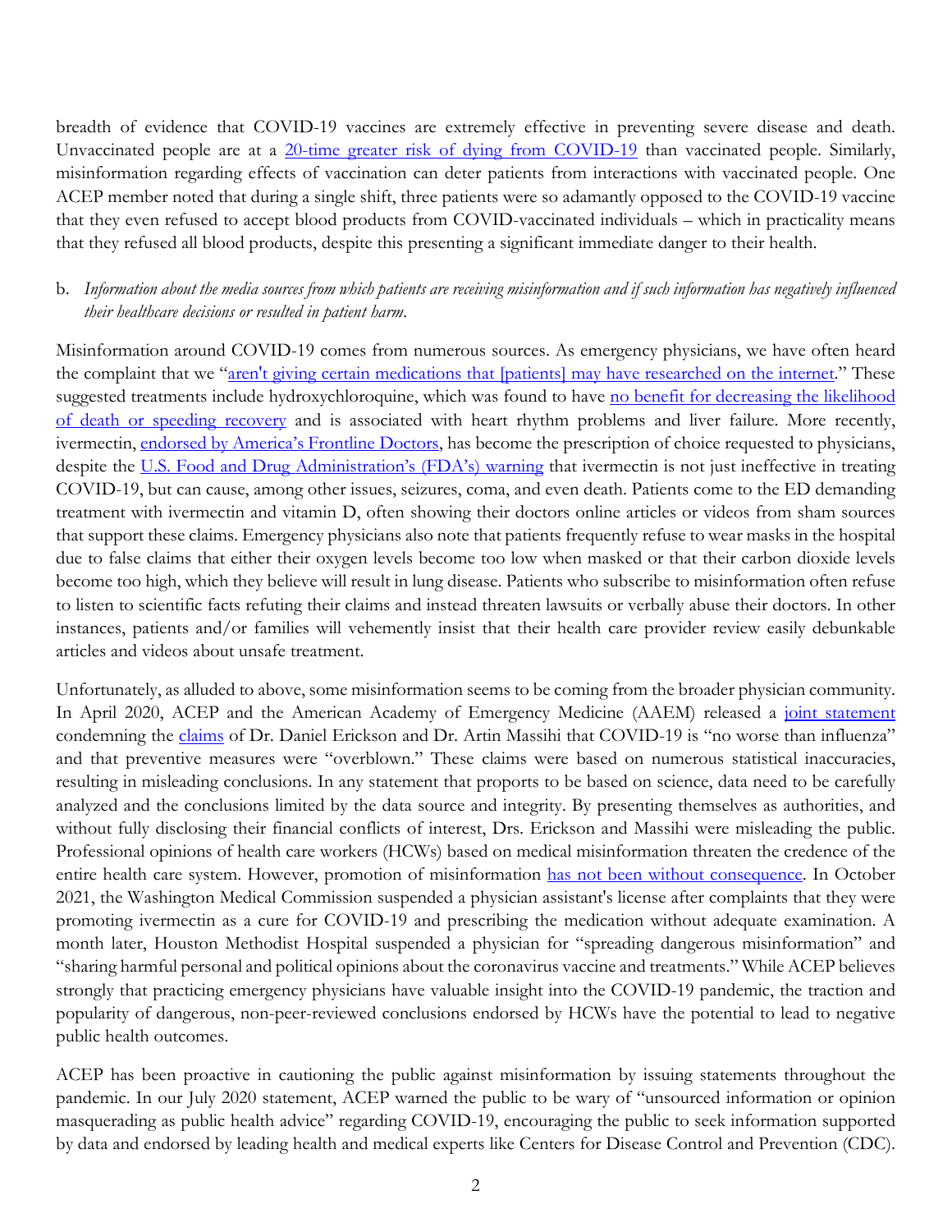breadth of evidence that COVID-19 vaccines are extremely effective in preventing severe disease and death. Unvaccinated people are at a 20-time greater risk of dying from COVID-19 than vaccinated people. Similarly, misinformation regarding effects of vaccination can deter patients from interactions with vaccinated people. One ACEP member noted that during a single shift, three patients were so adamantly opposed to the COVID-19 vaccine that they even refused to accept blood products from COVID-vaccinated individuals – which in practicality means that they refused all blood products, despite this presenting a significant immediate danger to their health.

b. *Information about the media sources from which patients are receiving misinformation and if such information has negatively influenced their healthcare decisions or resulted in patient harm.*

Misinformation around COVID-19 comes from numerous sources. As emergency physicians, we have often heard the complaint that we "aren't giving certain medications that [patients] may have researched on the internet." These suggested treatments include hydroxychloroquine, which was found to have no benefit for decreasing the likelihood of death or speeding recovery and is associated with heart rhythm problems and liver failure. More recently, ivermectin, endorsed by America's Frontline Doctors, has become the prescription of choice requested to physicians, despite the U.S. Food and Drug Administration's (FDA's) warning that ivermectin is not just ineffective in treating COVID-19, but can cause, among other issues, seizures, coma, and even death. Patients come to the ED demanding treatment with ivermectin and vitamin D, often showing their doctors online articles or videos from sham sources that support these claims. Emergency physicians also note that patients frequently refuse to wear masks in the hospital due to false claims that either their oxygen levels become too low when masked or that their carbon dioxide levels become too high, which they believe will result in lung disease. Patients who subscribe to misinformation often refuse to listen to scientific facts refuting their claims and instead threaten lawsuits or verbally abuse their doctors. In other instances, patients and/or families will vehemently insist that their health care provider review easily debunkable articles and videos about unsafe treatment.

Unfortunately, as alluded to above, some misinformation seems to be coming from the broader physician community. In April 2020, ACEP and the American Academy of Emergency Medicine (AAEM) released a joint statement condemning the claims of Dr. Daniel Erickson and Dr. Artin Massihi that COVID-19 is "no worse than influenza" and that preventive measures were "overblown." These claims were based on numerous statistical inaccuracies, resulting in misleading conclusions. In any statement that proports to be based on science, data need to be carefully analyzed and the conclusions limited by the data source and integrity. By presenting themselves as authorities, and without fully disclosing their financial conflicts of interest, Drs. Erickson and Massihi were misleading the public. Professional opinions of health care workers (HCWs) based on medical misinformation threaten the credence of the entire health care system. However, promotion of misinformation has not been without consequence. In October 2021, the Washington Medical Commission suspended a physician assistant's license after complaints that they were promoting ivermectin as a cure for COVID-19 and prescribing the medication without adequate examination. A month later, Houston Methodist Hospital suspended a physician for "spreading dangerous misinformation" and "sharing harmful personal and political opinions about the coronavirus vaccine and treatments." While ACEP believes strongly that practicing emergency physicians have valuable insight into the COVID-19 pandemic, the traction and popularity of dangerous, non-peer-reviewed conclusions endorsed by HCWs have the potential to lead to negative public health outcomes.

ACEP has been proactive in cautioning the public against misinformation by issuing statements throughout the pandemic. In our July 2020 statement, ACEP warned the public to be wary of "unsourced information or opinion masquerading as public health advice" regarding COVID-19, encouraging the public to seek information supported by data and endorsed by leading health and medical experts like Centers for Disease Control and Prevention (CDC).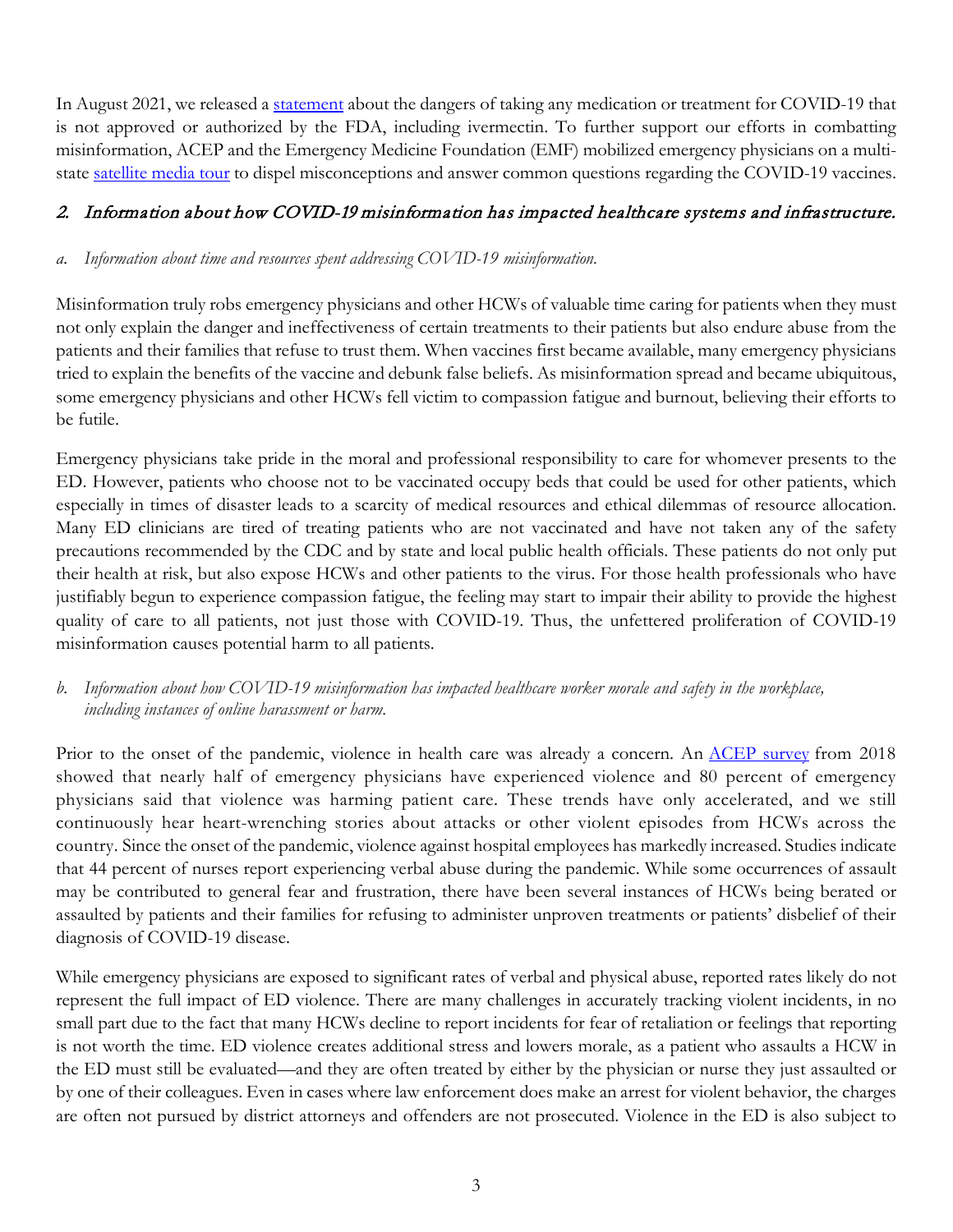In August 2021, we released a statement about the dangers of taking any medication or treatment for COVID-19 that is not approved or authorized by the FDA, including ivermectin. To further support our efforts in combatting misinformation, ACEP and the Emergency Medicine Foundation (EMF) mobilized emergency physicians on a multi-state satellite media tour to dispel misconceptions and answer common questions regarding the COVID-19 vaccines.

## 2. *Information about how COVID-19 misinformation has impacted healthcare systems and infrastructure.*

### a. *Information about time and resources spent addressing COVID-19 misinformation.*

Misinformation truly robs emergency physicians and other HCWs of valuable time caring for patients when they must not only explain the danger and ineffectiveness of certain treatments to their patients but also endure abuse from the patients and their families that refuse to trust them. When vaccines first became available, many emergency physicians tried to explain the benefits of the vaccine and debunk false beliefs. As misinformation spread and became ubiquitous, some emergency physicians and other HCWs fell victim to compassion fatigue and burnout, believing their efforts to be futile.

Emergency physicians take pride in the moral and professional responsibility to care for whomever presents to the ED. However, patients who choose not to be vaccinated occupy beds that could be used for other patients, which especially in times of disaster leads to a scarcity of medical resources and ethical dilemmas of resource allocation. Many ED clinicians are tired of treating patients who are not vaccinated and have not taken any of the safety precautions recommended by the CDC and by state and local public health officials. These patients do not only put their health at risk, but also expose HCWs and other patients to the virus. For those health professionals who have justifiably begun to experience compassion fatigue, the feeling may start to impair their ability to provide the highest quality of care to all patients, not just those with COVID-19. Thus, the unfettered proliferation of COVID-19 misinformation causes potential harm to all patients.

### b. *Information about how COVID-19 misinformation has impacted healthcare worker morale and safety in the workplace, including instances of online harassment or harm.*

Prior to the onset of the pandemic, violence in health care was already a concern. An ACEP survey from 2018 showed that nearly half of emergency physicians have experienced violence and 80 percent of emergency physicians said that violence was harming patient care. These trends have only accelerated, and we still continuously hear heart-wrenching stories about attacks or other violent episodes from HCWs across the country. Since the onset of the pandemic, violence against hospital employees has markedly increased. Studies indicate that 44 percent of nurses report experiencing verbal abuse during the pandemic. While some occurrences of assault may be contributed to general fear and frustration, there have been several instances of HCWs being berated or assaulted by patients and their families for refusing to administer unproven treatments or patients' disbelief of their diagnosis of COVID-19 disease.

While emergency physicians are exposed to significant rates of verbal and physical abuse, reported rates likely do not represent the full impact of ED violence. There are many challenges in accurately tracking violent incidents, in no small part due to the fact that many HCWs decline to report incidents for fear of retaliation or feelings that reporting is not worth the time. ED violence creates additional stress and lowers morale, as a patient who assaults a HCW in the ED must still be evaluated—and they are often treated by either by the physician or nurse they just assaulted or by one of their colleagues. Even in cases where law enforcement does make an arrest for violent behavior, the charges are often not pursued by district attorneys and offenders are not prosecuted. Violence in the ED is also subject to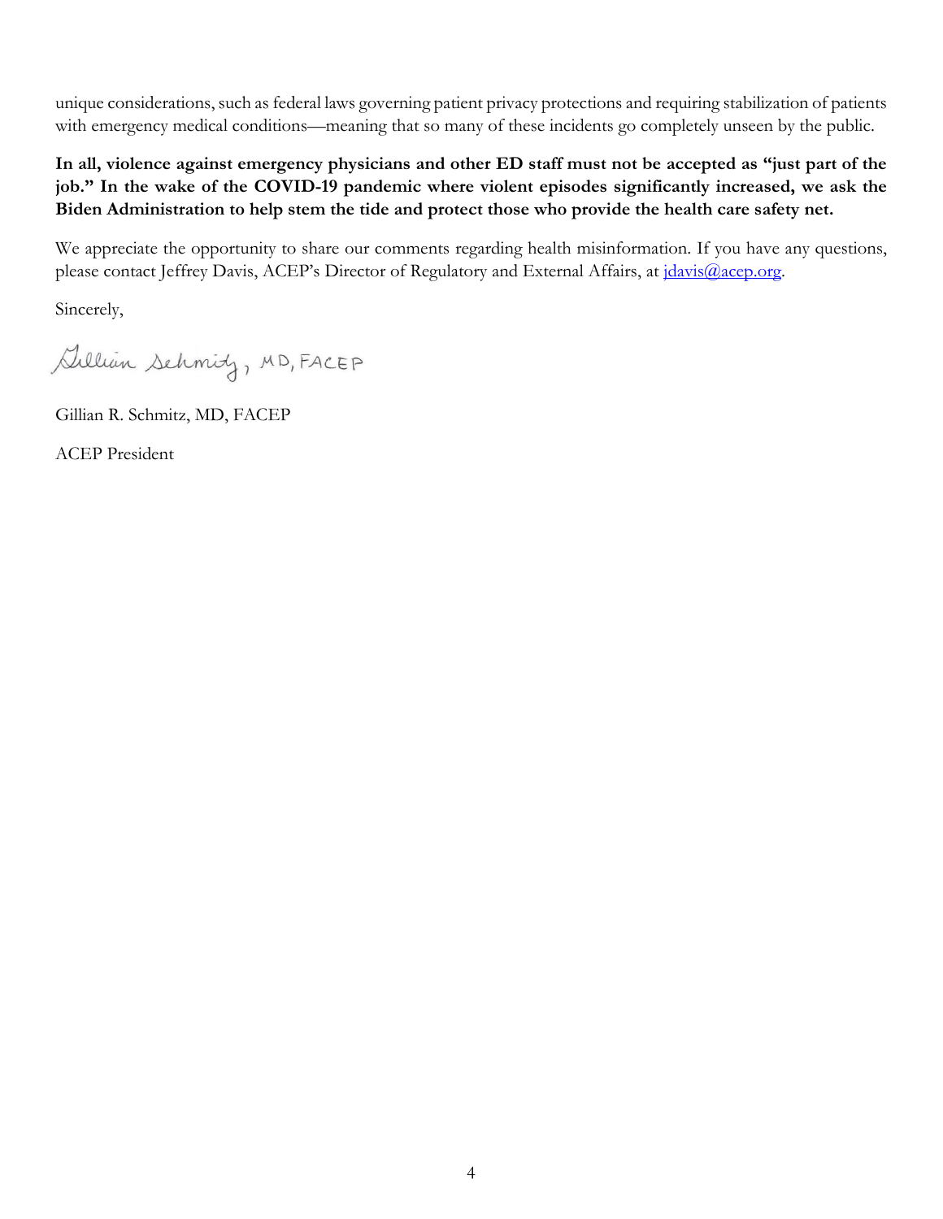unique considerations, such as federal laws governing patient privacy protections and requiring stabilization of patients with emergency medical conditions—meaning that so many of these incidents go completely unseen by the public.

**In all, violence against emergency physicians and other ED staff must not be accepted as "just part of the job." In the wake of the COVID-19 pandemic where violent episodes significantly increased, we ask the Biden Administration to help stem the tide and protect those who provide the health care safety net.**

We appreciate the opportunity to share our comments regarding health misinformation. If you have any questions, please contact Jeffrey Davis, ACEP's Director of Regulatory and External Affairs, at jdavis@acep.org.

Sincerely,

Gillian Schmitz, MD, FACEP

Gillian R. Schmitz, MD, FACEP

ACEP President